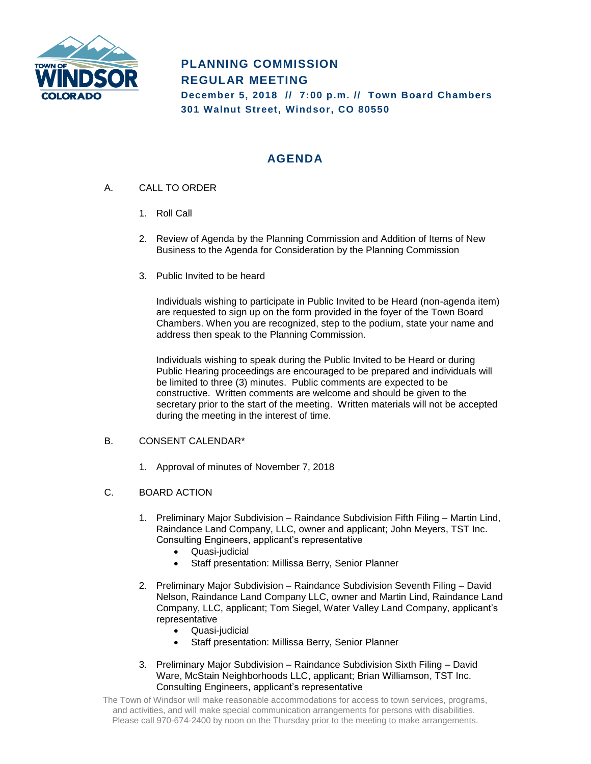# PLANNING COMMISSION REGULAR MEETING

**December 5, 2018 // 7:00 p.m. // Town Board Chambers**
**301 Walnut Street, Windsor, CO 80550**

## AGENDA

A. CALL TO ORDER

1. Roll Call

2. Review of Agenda by the Planning Commission and Addition of Items of New Business to the Agenda for Consideration by the Planning Commission

3. Public Invited to be heard

   Individuals wishing to participate in Public Invited to be Heard (non-agenda item) are requested to sign up on the form provided in the foyer of the Town Board Chambers. When you are recognized, step to the podium, state your name and address then speak to the Planning Commission.

   Individuals wishing to speak during the Public Invited to be Heard or during Public Hearing proceedings are encouraged to be prepared and individuals will be limited to three (3) minutes. Public comments are expected to be constructive. Written comments are welcome and should be given to the secretary prior to the start of the meeting. Written materials will not be accepted during the meeting in the interest of time.

B. CONSENT CALENDAR*

1. Approval of minutes of November 7, 2018

C. BOARD ACTION

1. Preliminary Major Subdivision – Raindance Subdivision Fifth Filing – Martin Lind, Raindance Land Company, LLC, owner and applicant; John Meyers, TST Inc. Consulting Engineers, applicant's representative
   - Quasi-judicial
   - Staff presentation: Millissa Berry, Senior Planner

2. Preliminary Major Subdivision – Raindance Subdivision Seventh Filing – David Nelson, Raindance Land Company LLC, owner and Martin Lind, Raindance Land Company, LLC, applicant; Tom Siegel, Water Valley Land Company, applicant's representative
   - Quasi-judicial
   - Staff presentation: Millissa Berry, Senior Planner

3. Preliminary Major Subdivision – Raindance Subdivision Sixth Filing – David Ware, McStain Neighborhoods LLC, applicant; Brian Williamson, TST Inc. Consulting Engineers, applicant's representative

The Town of Windsor will make reasonable accommodations for access to town services, programs, and activities, and will make special communication arrangements for persons with disabilities. Please call 970-674-2400 by noon on the Thursday prior to the meeting to make arrangements.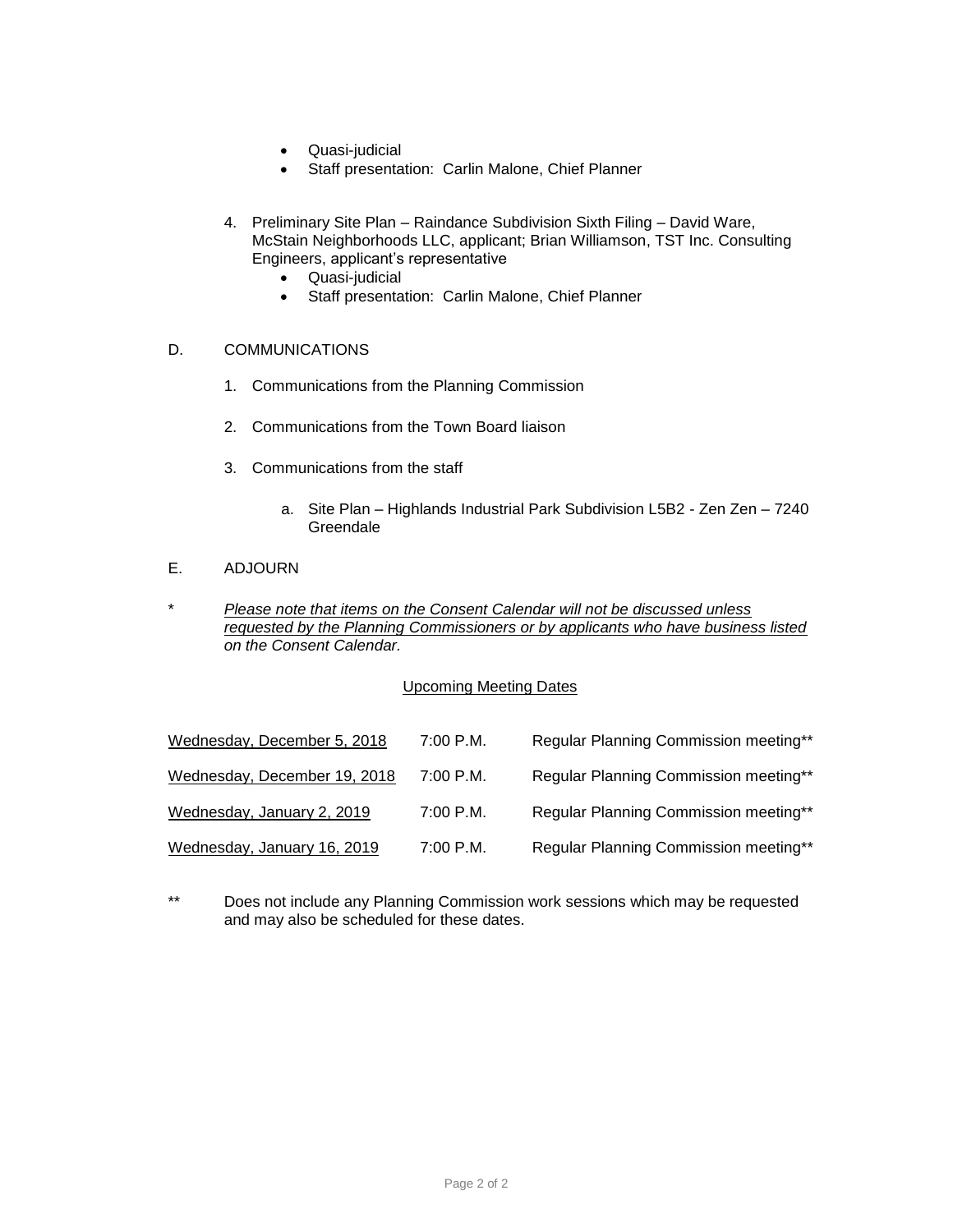- Quasi-judicial
- Staff presentation: Carlin Malone, Chief Planner

4. Preliminary Site Plan – Raindance Subdivision Sixth Filing – David Ware, McStain Neighborhoods LLC, applicant; Brian Williamson, TST Inc. Consulting Engineers, applicant's representative
   - Quasi-judicial
   - Staff presentation: Carlin Malone, Chief Planner

D. COMMUNICATIONS

1. Communications from the Planning Commission

2. Communications from the Town Board liaison

3. Communications from the staff

   a. Site Plan – Highlands Industrial Park Subdivision L5B2 - Zen Zen – 7240 Greendale

E. ADJOURN

\* *Please note that items on the Consent Calendar will not be discussed unless requested by the Planning Commissioners or by applicants who have business listed on the Consent Calendar.*

Upcoming Meeting Dates

| | | |
|---|---|---|
| Wednesday, December 5, 2018 | 7:00 P.M. | Regular Planning Commission meeting** |
| Wednesday, December 19, 2018 | 7:00 P.M. | Regular Planning Commission meeting** |
| Wednesday, January 2, 2019 | 7:00 P.M. | Regular Planning Commission meeting** |
| Wednesday, January 16, 2019 | 7:00 P.M. | Regular Planning Commission meeting** |

** Does not include any Planning Commission work sessions which may be requested and may also be scheduled for these dates.